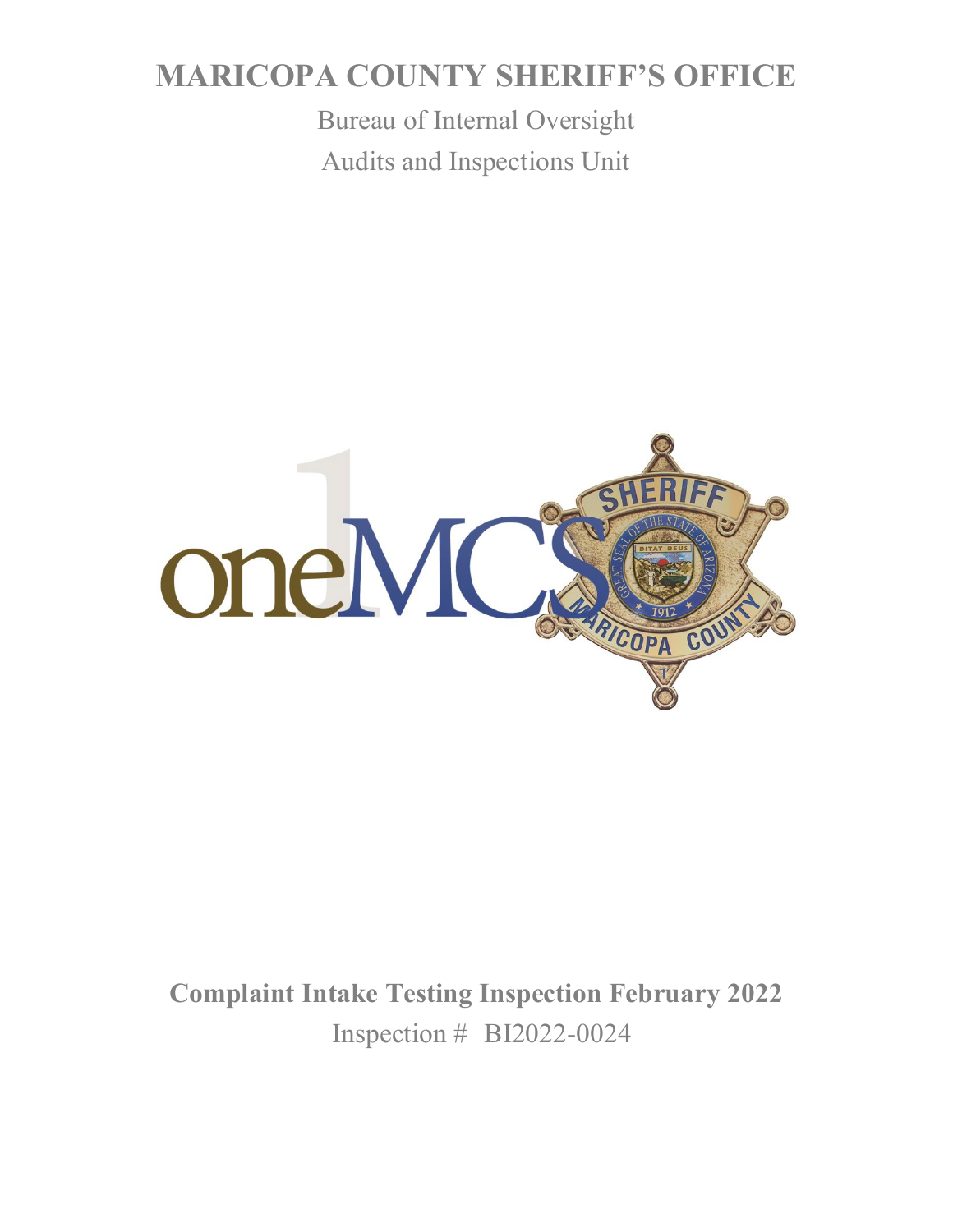# MARICOPA COUNTY SHERIFF'S OFFICE

Bureau of Internal Oversight

Audits and Inspections Unit

**Complaint Intake Testing Inspection February 2022**

Inspection # BI2022-0024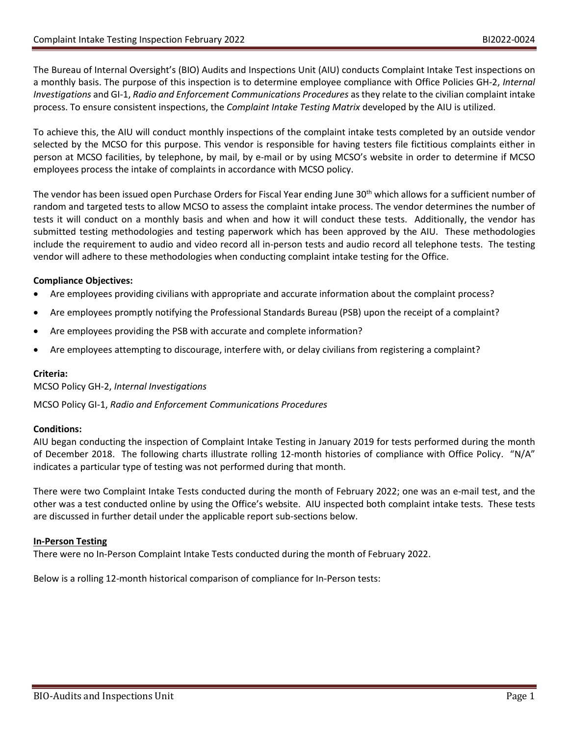The Bureau of Internal Oversight's (BIO) Audits and Inspections Unit (AIU) conducts Complaint Intake Test inspections on a monthly basis. The purpose of this inspection is to determine employee compliance with Office Policies GH-2, *Internal Investigations* and GI-1, *Radio and Enforcement Communications Procedures* as they relate to the civilian complaint intake process. To ensure consistent inspections, the *Complaint Intake Testing Matrix* developed by the AIU is utilized.

To achieve this, the AIU will conduct monthly inspections of the complaint intake tests completed by an outside vendor selected by the MCSO for this purpose. This vendor is responsible for having testers file fictitious complaints either in person at MCSO facilities, by telephone, by mail, by e-mail or by using MCSO's website in order to determine if MCSO employees process the intake of complaints in accordance with MCSO policy.

The vendor has been issued open Purchase Orders for Fiscal Year ending June 30th which allows for a sufficient number of random and targeted tests to allow MCSO to assess the complaint intake process. The vendor determines the number of tests it will conduct on a monthly basis and when and how it will conduct these tests. Additionally, the vendor has submitted testing methodologies and testing paperwork which has been approved by the AIU. These methodologies include the requirement to audio and video record all in-person tests and audio record all telephone tests. The testing vendor will adhere to these methodologies when conducting complaint intake testing for the Office.

**Compliance Objectives:**

- Are employees providing civilians with appropriate and accurate information about the complaint process?
- Are employees promptly notifying the Professional Standards Bureau (PSB) upon the receipt of a complaint?
- Are employees providing the PSB with accurate and complete information?
- Are employees attempting to discourage, interfere with, or delay civilians from registering a complaint?

**Criteria:**

MCSO Policy GH-2, *Internal Investigations*

MCSO Policy GI-1, *Radio and Enforcement Communications Procedures*

**Conditions:**

AIU began conducting the inspection of Complaint Intake Testing in January 2019 for tests performed during the month of December 2018. The following charts illustrate rolling 12-month histories of compliance with Office Policy. "N/A" indicates a particular type of testing was not performed during that month.

There were two Complaint Intake Tests conducted during the month of February 2022; one was an e-mail test, and the other was a test conducted online by using the Office's website. AIU inspected both complaint intake tests. These tests are discussed in further detail under the applicable report sub-sections below.

**<u>In-Person Testing</u>**

There were no In-Person Complaint Intake Tests conducted during the month of February 2022.

Below is a rolling 12-month historical comparison of compliance for In-Person tests: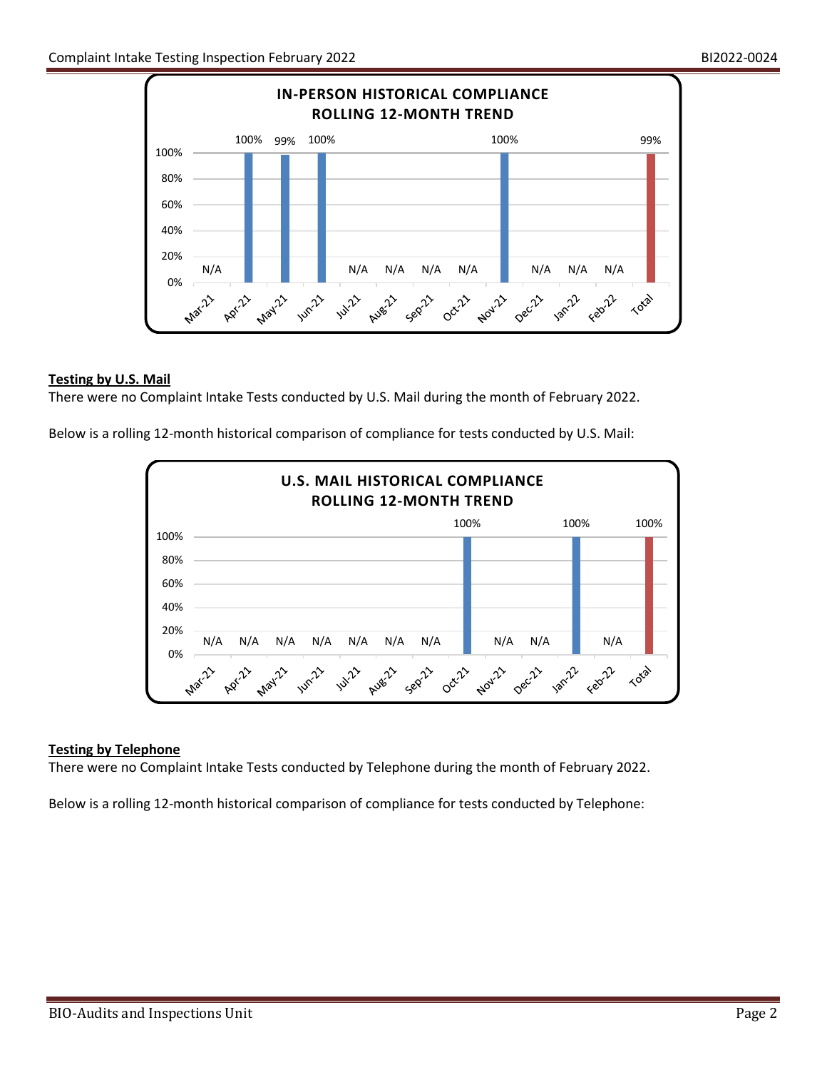**IN-PERSON HISTORICAL COMPLIANCE ROLLING 12-MONTH TREND**

| Mar-21 | Apr-21 | May-21 | Jun-21 | Jul-21 | Aug-21 | Sep-21 | Oct-21 | Nov-21 | Dec-21 | Jan-22 | Feb-22 | Total |
|---|---|---|---|---|---|---|---|---|---|---|---|---|
| N/A | 100% | 99% | 100% | N/A | N/A | N/A | N/A | 100% | N/A | N/A | N/A | 99% |

**Testing by U.S. Mail**

There were no Complaint Intake Tests conducted by U.S. Mail during the month of February 2022.

Below is a rolling 12-month historical comparison of compliance for tests conducted by U.S. Mail:

**U.S. MAIL HISTORICAL COMPLIANCE ROLLING 12-MONTH TREND**

| Mar-21 | Apr-21 | May-21 | Jun-21 | Jul-21 | Aug-21 | Sep-21 | Oct-21 | Nov-21 | Dec-21 | Jan-22 | Feb-22 | Total |
|---|---|---|---|---|---|---|---|---|---|---|---|---|
| N/A | N/A | N/A | N/A | N/A | N/A | N/A | 100% | N/A | N/A | 100% | N/A | 100% |

**Testing by Telephone**

There were no Complaint Intake Tests conducted by Telephone during the month of February 2022.

Below is a rolling 12-month historical comparison of compliance for tests conducted by Telephone: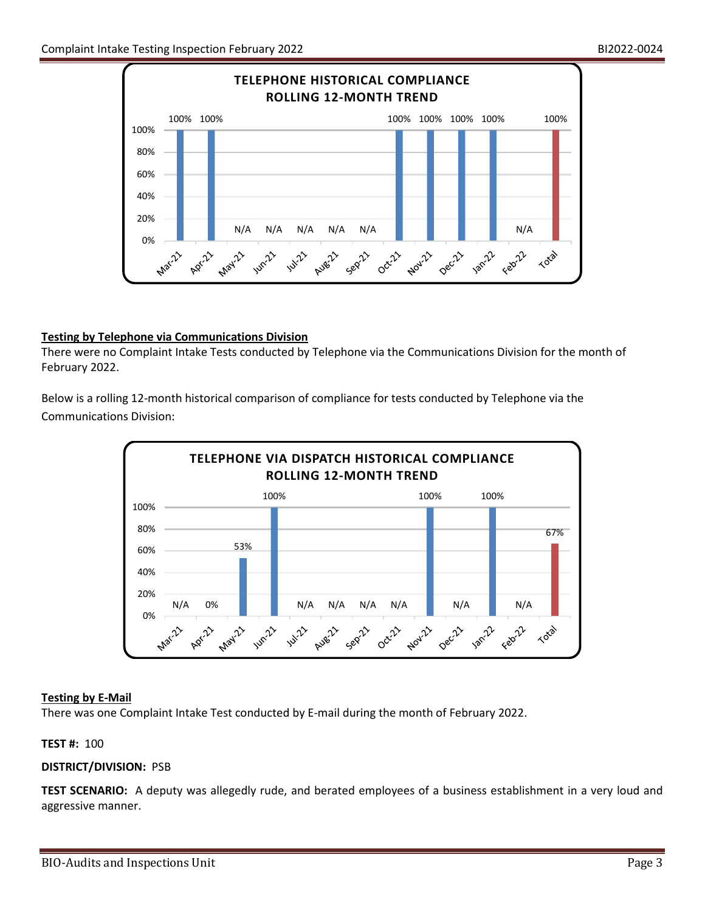**TELEPHONE HISTORICAL COMPLIANCE ROLLING 12-MONTH TREND**

| Mar-21 | Apr-21 | May-21 | Jun-21 | Jul-21 | Aug-21 | Sep-21 | Oct-21 | Nov-21 | Dec-21 | Jan-22 | Feb-22 | Total |
|---|---|---|---|---|---|---|---|---|---|---|---|---|
| 100% | 100% | N/A | N/A | N/A | N/A | N/A | 100% | 100% | 100% | 100% | N/A | 100% |

**Testing by Telephone via Communications Division**

There were no Complaint Intake Tests conducted by Telephone via the Communications Division for the month of February 2022.

Below is a rolling 12-month historical comparison of compliance for tests conducted by Telephone via the Communications Division:

**TELEPHONE VIA DISPATCH HISTORICAL COMPLIANCE ROLLING 12-MONTH TREND**

| Mar-21 | Apr-21 | May-21 | Jun-21 | Jul-21 | Aug-21 | Sep-21 | Oct-21 | Nov-21 | Dec-21 | Jan-22 | Feb-22 | Total |
|---|---|---|---|---|---|---|---|---|---|---|---|---|
| N/A | 0% | 53% | 100% | N/A | N/A | N/A | N/A | 100% | N/A | 100% | N/A | 67% |

**Testing by E-Mail**

There was one Complaint Intake Test conducted by E-mail during the month of February 2022.

**TEST #:** 100

**DISTRICT/DIVISION:** PSB

**TEST SCENARIO:** A deputy was allegedly rude, and berated employees of a business establishment in a very loud and aggressive manner.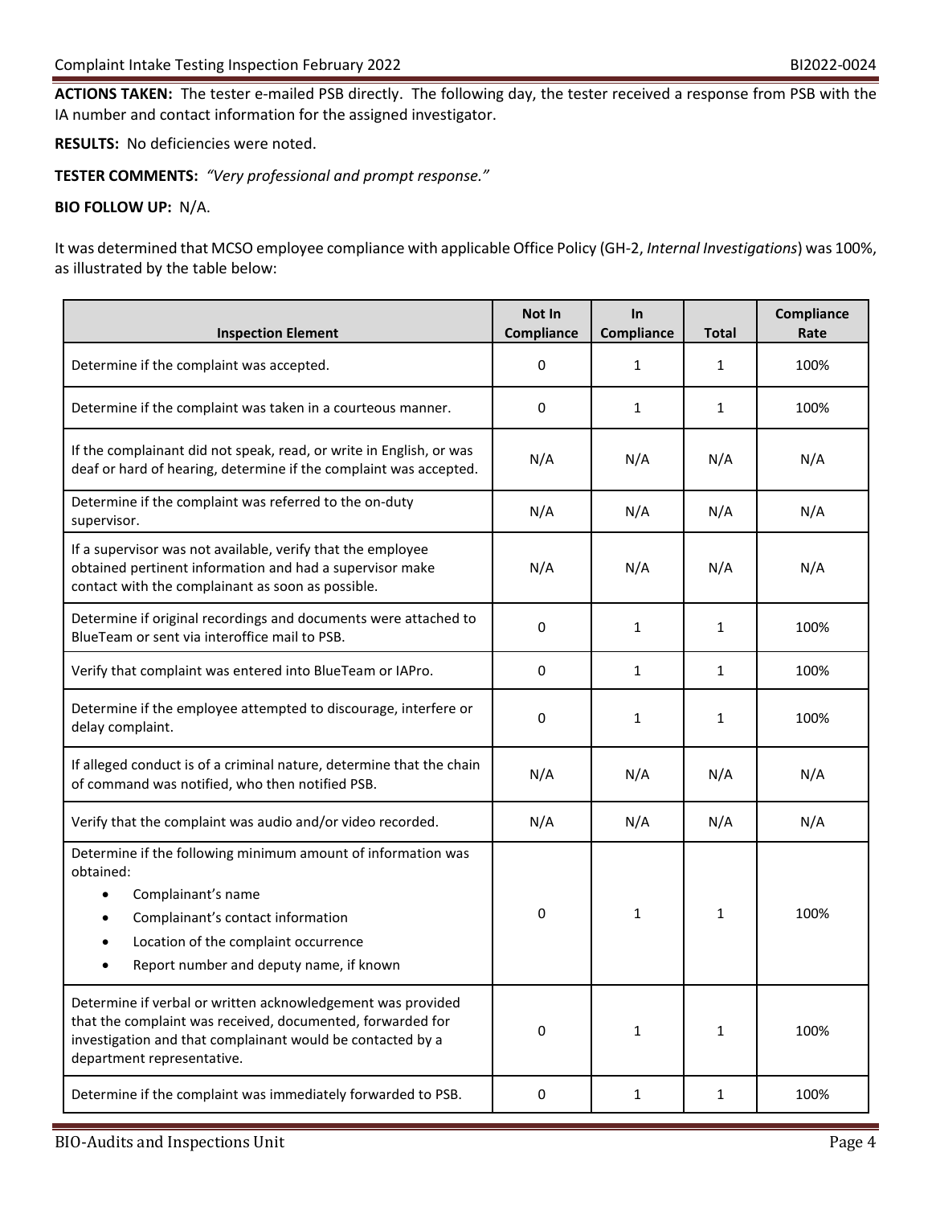**ACTIONS TAKEN:** The tester e-mailed PSB directly. The following day, the tester received a response from PSB with the IA number and contact information for the assigned investigator.

**RESULTS:** No deficiencies were noted.

**TESTER COMMENTS:** *"Very professional and prompt response."*

**BIO FOLLOW UP:** N/A.

It was determined that MCSO employee compliance with applicable Office Policy (GH-2, *Internal Investigations*) was 100%, as illustrated by the table below:

| Inspection Element | Not In Compliance | In Compliance | Total | Compliance Rate |
|---|---|---|---|---|
| Determine if the complaint was accepted. | 0 | 1 | 1 | 100% |
| Determine if the complaint was taken in a courteous manner. | 0 | 1 | 1 | 100% |
| If the complainant did not speak, read, or write in English, or was deaf or hard of hearing, determine if the complaint was accepted. | N/A | N/A | N/A | N/A |
| Determine if the complaint was referred to the on-duty supervisor. | N/A | N/A | N/A | N/A |
| If a supervisor was not available, verify that the employee obtained pertinent information and had a supervisor make contact with the complainant as soon as possible. | N/A | N/A | N/A | N/A |
| Determine if original recordings and documents were attached to BlueTeam or sent via interoffice mail to PSB. | 0 | 1 | 1 | 100% |
| Verify that complaint was entered into BlueTeam or IAPro. | 0 | 1 | 1 | 100% |
| Determine if the employee attempted to discourage, interfere or delay complaint. | 0 | 1 | 1 | 100% |
| If alleged conduct is of a criminal nature, determine that the chain of command was notified, who then notified PSB. | N/A | N/A | N/A | N/A |
| Verify that the complaint was audio and/or video recorded. | N/A | N/A | N/A | N/A |
| Determine if the following minimum amount of information was obtained: <br>• Complainant's name <br>• Complainant's contact information <br>• Location of the complaint occurrence <br>• Report number and deputy name, if known | 0 | 1 | 1 | 100% |
| Determine if verbal or written acknowledgement was provided that the complaint was received, documented, forwarded for investigation and that complainant would be contacted by a department representative. | 0 | 1 | 1 | 100% |
| Determine if the complaint was immediately forwarded to PSB. | 0 | 1 | 1 | 100% |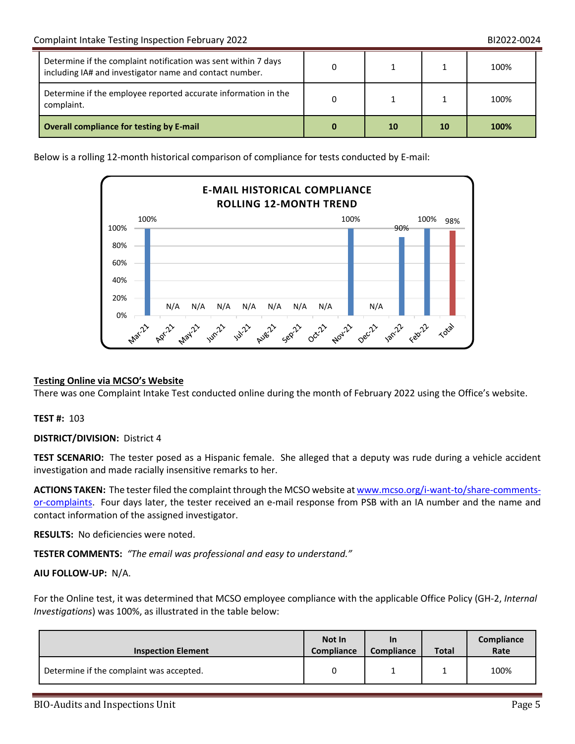| | | | | |
|---|---|---|---|---|
| Determine if the complaint notification was sent within 7 days including IA# and investigator name and contact number. | 0 | 1 | 1 | 100% |
| Determine if the employee reported accurate information in the complaint. | 0 | 1 | 1 | 100% |
| **Overall compliance for testing by E-mail** | **0** | **10** | **10** | **100%** |

Below is a rolling 12-month historical comparison of compliance for tests conducted by E-mail:

**E-MAIL HISTORICAL COMPLIANCE**
**ROLLING 12-MONTH TREND**

| Month | Compliance |
|---|---|
| Mar-21 | 100% |
| Apr-21 | N/A |
| May-21 | N/A |
| Jun-21 | N/A |
| Jul-21 | N/A |
| Aug-21 | N/A |
| Sep-21 | N/A |
| Oct-21 | N/A |
| Nov-21 | 100% |
| Dec-21 | N/A |
| Jan-22 | 90% |
| Feb-22 | 100% |
| Total | 98% |

## Testing Online via MCSO's Website

There was one Complaint Intake Test conducted online during the month of February 2022 using the Office's website.

**TEST #:** 103

**DISTRICT/DIVISION:** District 4

**TEST SCENARIO:** The tester posed as a Hispanic female. She alleged that a deputy was rude during a vehicle accident investigation and made racially insensitive remarks to her.

**ACTIONS TAKEN:** The tester filed the complaint through the MCSO website at www.mcso.org/i-want-to/share-comments-or-complaints. Four days later, the tester received an e-mail response from PSB with an IA number and the name and contact information of the assigned investigator.

**RESULTS:** No deficiencies were noted.

**TESTER COMMENTS:** *"The email was professional and easy to understand."*

**AIU FOLLOW-UP:** N/A.

For the Online test, it was determined that MCSO employee compliance with the applicable Office Policy (GH-2, *Internal Investigations*) was 100%, as illustrated in the table below:

| Inspection Element | Not In Compliance | In Compliance | Total | Compliance Rate |
|---|---|---|---|---|
| Determine if the complaint was accepted. | 0 | 1 | 1 | 100% |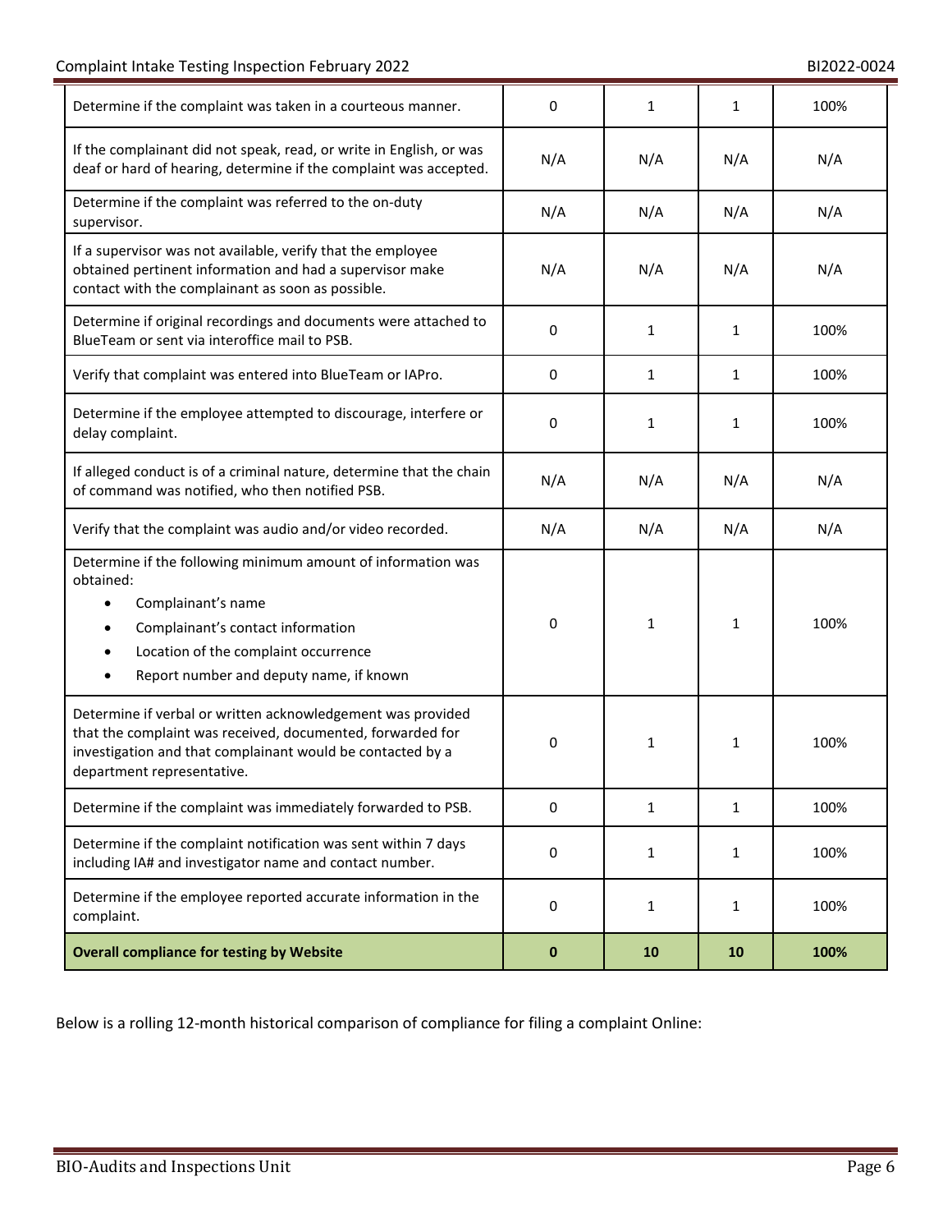| | | | | |
|---|---|---|---|---|
| Determine if the complaint was taken in a courteous manner. | 0 | 1 | 1 | 100% |
| If the complainant did not speak, read, or write in English, or was deaf or hard of hearing, determine if the complaint was accepted. | N/A | N/A | N/A | N/A |
| Determine if the complaint was referred to the on-duty supervisor. | N/A | N/A | N/A | N/A |
| If a supervisor was not available, verify that the employee obtained pertinent information and had a supervisor make contact with the complainant as soon as possible. | N/A | N/A | N/A | N/A |
| Determine if original recordings and documents were attached to BlueTeam or sent via interoffice mail to PSB. | 0 | 1 | 1 | 100% |
| Verify that complaint was entered into BlueTeam or IAPro. | 0 | 1 | 1 | 100% |
| Determine if the employee attempted to discourage, interfere or delay complaint. | 0 | 1 | 1 | 100% |
| If alleged conduct is of a criminal nature, determine that the chain of command was notified, who then notified PSB. | N/A | N/A | N/A | N/A |
| Verify that the complaint was audio and/or video recorded. | N/A | N/A | N/A | N/A |
| Determine if the following minimum amount of information was obtained: <br>• Complainant's name <br>• Complainant's contact information <br>• Location of the complaint occurrence <br>• Report number and deputy name, if known | 0 | 1 | 1 | 100% |
| Determine if verbal or written acknowledgement was provided that the complaint was received, documented, forwarded for investigation and that complainant would be contacted by a department representative. | 0 | 1 | 1 | 100% |
| Determine if the complaint was immediately forwarded to PSB. | 0 | 1 | 1 | 100% |
| Determine if the complaint notification was sent within 7 days including IA# and investigator name and contact number. | 0 | 1 | 1 | 100% |
| Determine if the employee reported accurate information in the complaint. | 0 | 1 | 1 | 100% |
| **Overall compliance for testing by Website** | **0** | **10** | **10** | **100%** |

Below is a rolling 12-month historical comparison of compliance for filing a complaint Online: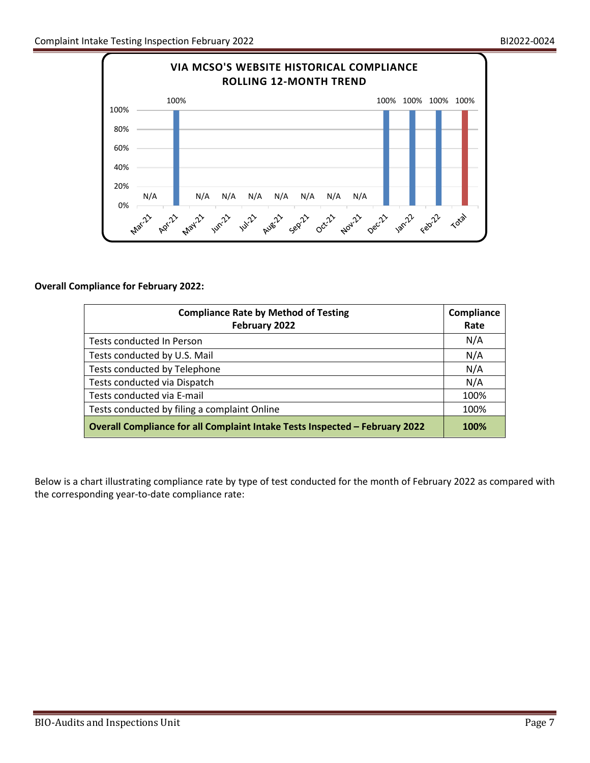**VIA MCSO'S WEBSITE HISTORICAL COMPLIANCE ROLLING 12-MONTH TREND**

| Month | Compliance |
|---|---|
| Mar-21 | N/A |
| Apr-21 | 100% |
| May-21 | N/A |
| Jun-21 | N/A |
| Jul-21 | N/A |
| Aug-21 | N/A |
| Sep-21 | N/A |
| Oct-21 | N/A |
| Nov-21 | N/A |
| Dec-21 | 100% |
| Jan-22 | 100% |
| Feb-22 | 100% |
| Total | 100% |

**Overall Compliance for February 2022:**

| Compliance Rate by Method of Testing February 2022 | Compliance Rate |
|---|---|
| Tests conducted In Person | N/A |
| Tests conducted by U.S. Mail | N/A |
| Tests conducted by Telephone | N/A |
| Tests conducted via Dispatch | N/A |
| Tests conducted via E-mail | 100% |
| Tests conducted by filing a complaint Online | 100% |
| **Overall Compliance for all Complaint Intake Tests Inspected – February 2022** | **100%** |

Below is a chart illustrating compliance rate by type of test conducted for the month of February 2022 as compared with the corresponding year-to-date compliance rate: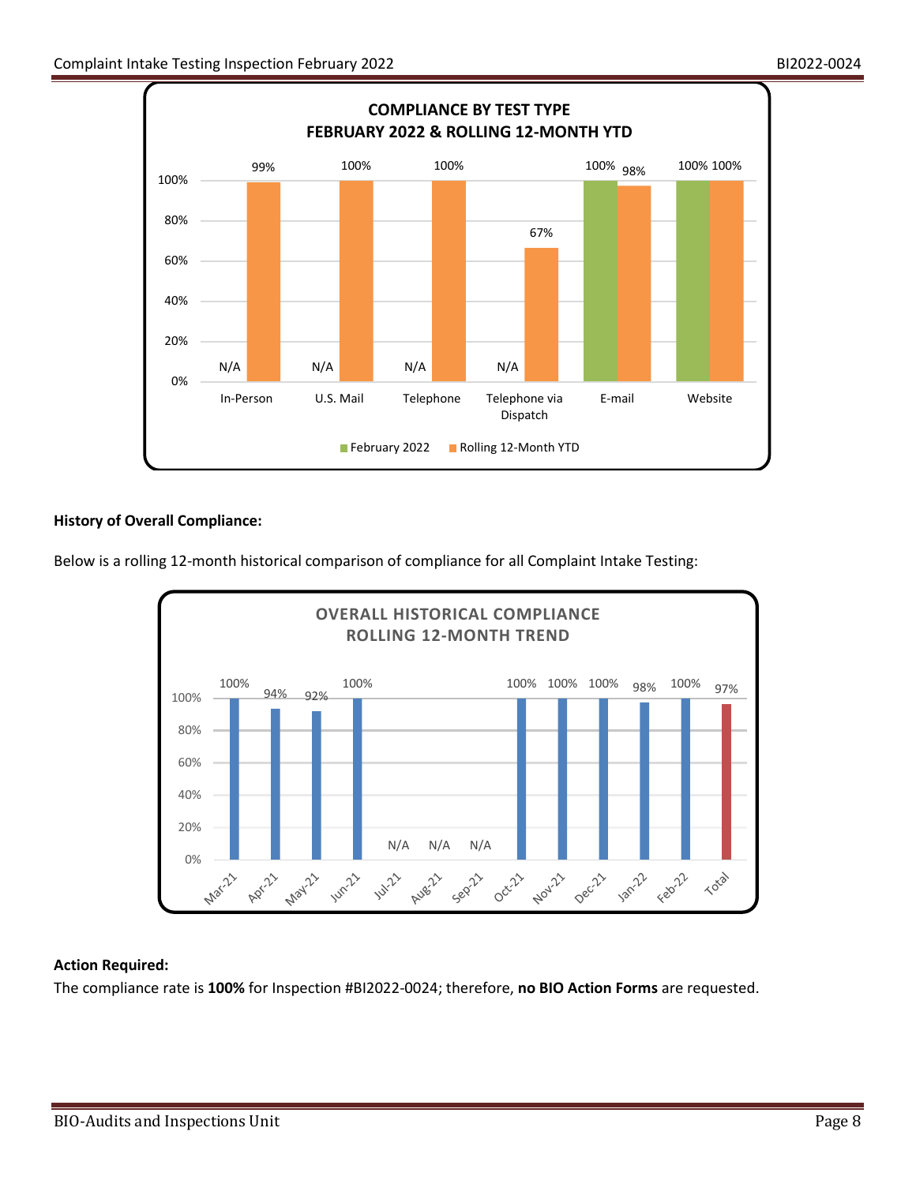**COMPLIANCE BY TEST TYPE**
**FEBRUARY 2022 & ROLLING 12-MONTH YTD**

| Test Type | February 2022 | Rolling 12-Month YTD |
|---|---|---|
| In-Person | N/A | 99% |
| U.S. Mail | N/A | 100% |
| Telephone | N/A | 100% |
| Telephone via Dispatch | N/A | 67% |
| E-mail | 100% | 98% |
| Website | 100% | 100% |

**History of Overall Compliance:**

Below is a rolling 12-month historical comparison of compliance for all Complaint Intake Testing:

**OVERALL HISTORICAL COMPLIANCE**
**ROLLING 12-MONTH TREND**

| Mar-21 | Apr-21 | May-21 | Jun-21 | Jul-21 | Aug-21 | Sep-21 | Oct-21 | Nov-21 | Dec-21 | Jan-22 | Feb-22 | Total |
|---|---|---|---|---|---|---|---|---|---|---|---|---|
| 100% | 94% | 92% | 100% | N/A | N/A | N/A | 100% | 100% | 100% | 98% | 100% | 97% |

**Action Required:**

The compliance rate is **100%** for Inspection #BI2022-0024; therefore, **no BIO Action Forms** are requested.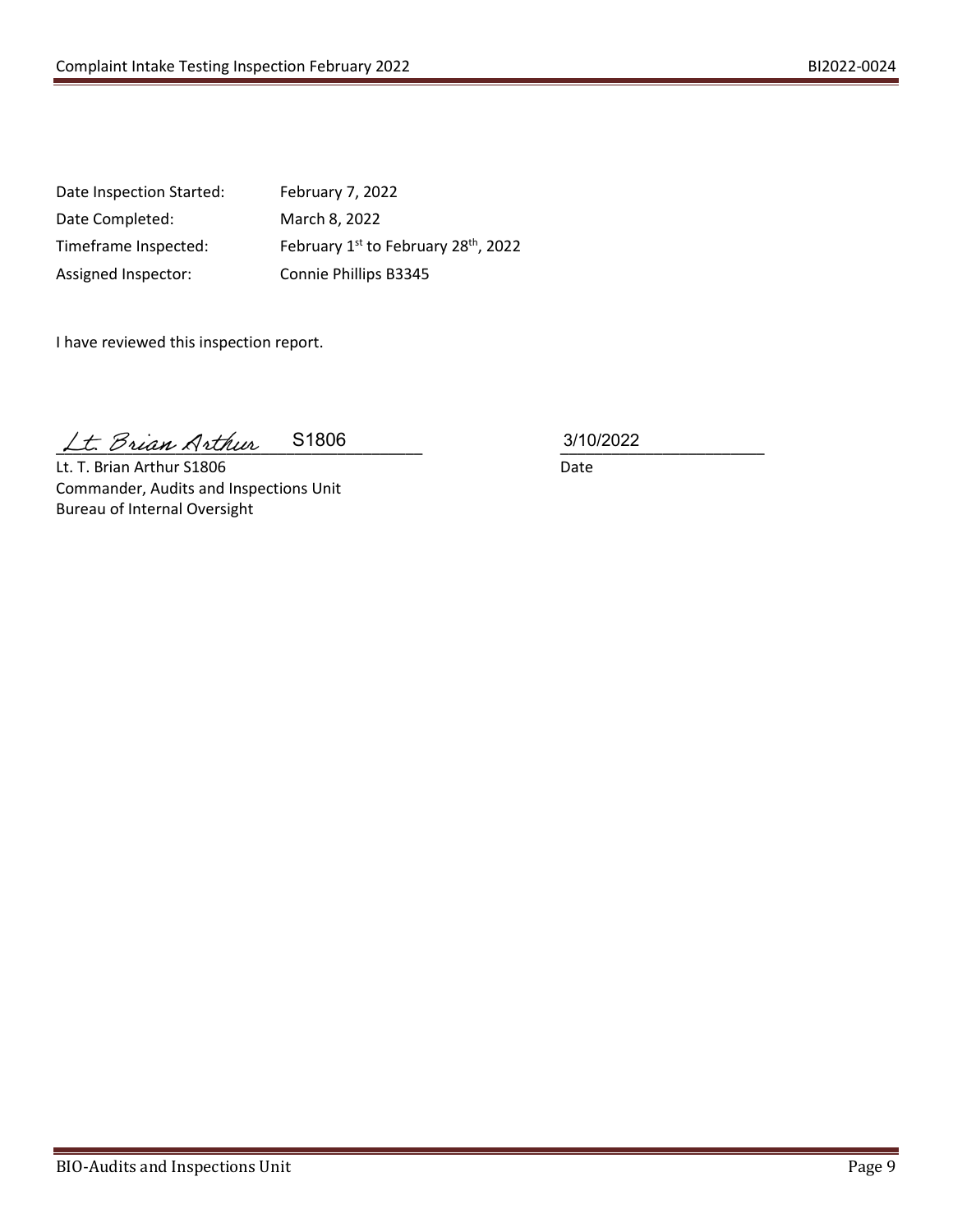| | |
|---|---|
| Date Inspection Started: | February 7, 2022 |
| Date Completed: | March 8, 2022 |
| Timeframe Inspected: | February 1st to February 28th, 2022 |
| Assigned Inspector: | Connie Phillips B3345 |

I have reviewed this inspection report.

*Lt. Brian Arthur* S1806 _______________ 3/10/2022 _______________

Lt. T. Brian Arthur S1806
Commander, Audits and Inspections Unit
Bureau of Internal Oversight

Date